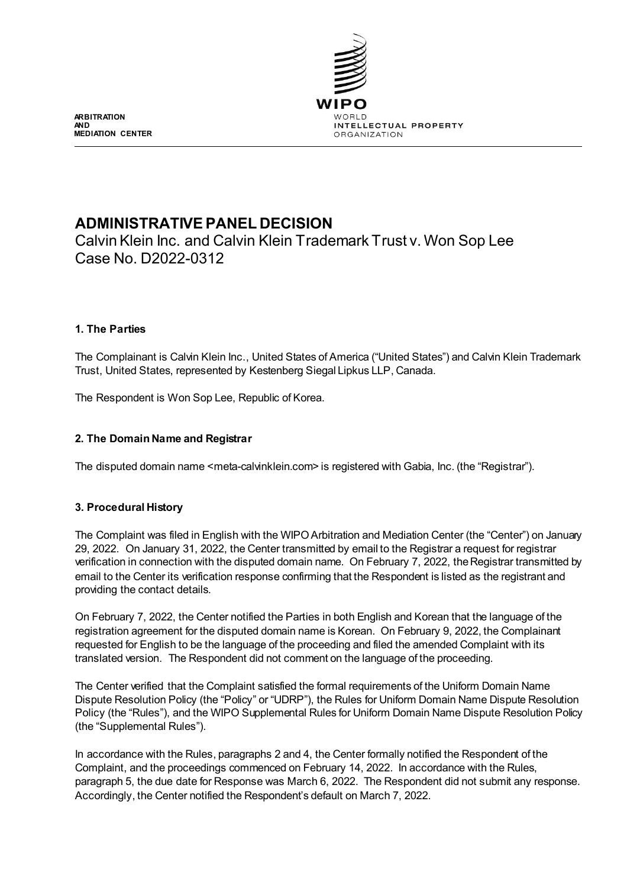ARBITRATION
AND
MEDIATION CENTER

# ADMINISTRATIVE PANEL DECISION

Calvin Klein Inc. and Calvin Klein Trademark Trust v. Won Sop Lee
Case No. D2022-0312

## 1. The Parties

The Complainant is Calvin Klein Inc., United States of America ("United States") and Calvin Klein Trademark Trust, United States, represented by Kestenberg Siegal Lipkus LLP, Canada.

The Respondent is Won Sop Lee, Republic of Korea.

## 2. The Domain Name and Registrar

The disputed domain name <meta-calvinklein.com> is registered with Gabia, Inc. (the "Registrar").

## 3. Procedural History

The Complaint was filed in English with the WIPO Arbitration and Mediation Center (the "Center") on January 29, 2022. On January 31, 2022, the Center transmitted by email to the Registrar a request for registrar verification in connection with the disputed domain name. On February 7, 2022, the Registrar transmitted by email to the Center its verification response confirming that the Respondent is listed as the registrant and providing the contact details.

On February 7, 2022, the Center notified the Parties in both English and Korean that the language of the registration agreement for the disputed domain name is Korean. On February 9, 2022, the Complainant requested for English to be the language of the proceeding and filed the amended Complaint with its translated version. The Respondent did not comment on the language of the proceeding.

The Center verified that the Complaint satisfied the formal requirements of the Uniform Domain Name Dispute Resolution Policy (the "Policy" or "UDRP"), the Rules for Uniform Domain Name Dispute Resolution Policy (the "Rules"), and the WIPO Supplemental Rules for Uniform Domain Name Dispute Resolution Policy (the "Supplemental Rules").

In accordance with the Rules, paragraphs 2 and 4, the Center formally notified the Respondent of the Complaint, and the proceedings commenced on February 14, 2022. In accordance with the Rules, paragraph 5, the due date for Response was March 6, 2022. The Respondent did not submit any response. Accordingly, the Center notified the Respondent's default on March 7, 2022.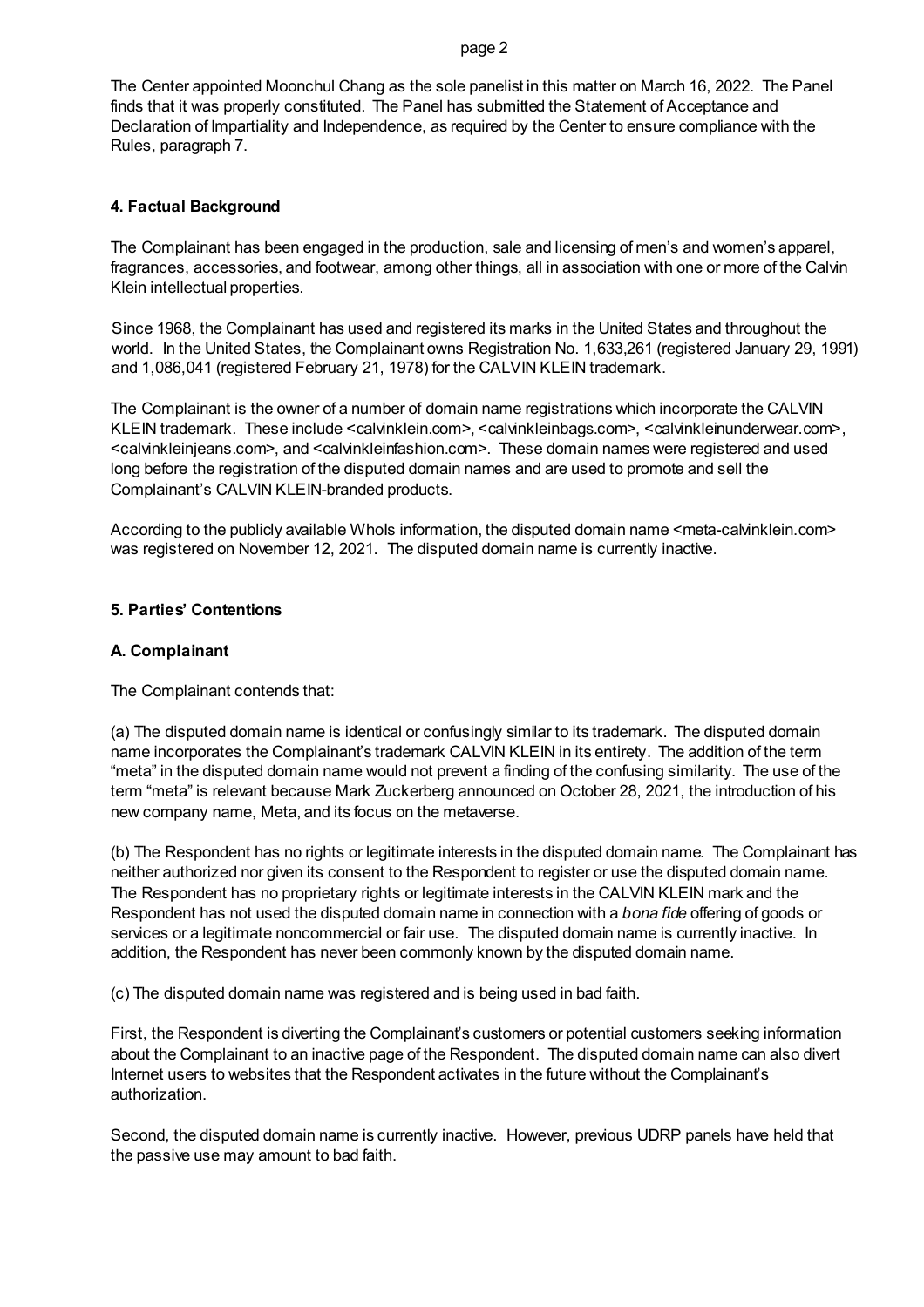The Center appointed Moonchul Chang as the sole panelist in this matter on March 16, 2022. The Panel finds that it was properly constituted. The Panel has submitted the Statement of Acceptance and Declaration of Impartiality and Independence, as required by the Center to ensure compliance with the Rules, paragraph 7.

## 4. Factual Background

The Complainant has been engaged in the production, sale and licensing of men's and women's apparel, fragrances, accessories, and footwear, among other things, all in association with one or more of the Calvin Klein intellectual properties.

Since 1968, the Complainant has used and registered its marks in the United States and throughout the world. In the United States, the Complainant owns Registration No. 1,633,261 (registered January 29, 1991) and 1,086,041 (registered February 21, 1978) for the CALVIN KLEIN trademark.

The Complainant is the owner of a number of domain name registrations which incorporate the CALVIN KLEIN trademark. These include <calvinklein.com>, <calvinkleinbags.com>, <calvinkleinunderwear.com>, <calvinkleinjeans.com>, and <calvinkleinfashion.com>. These domain names were registered and used long before the registration of the disputed domain names and are used to promote and sell the Complainant's CALVIN KLEIN-branded products.

According to the publicly available WhoIs information, the disputed domain name <meta-calvinklein.com> was registered on November 12, 2021. The disputed domain name is currently inactive.

## 5. Parties' Contentions

### A. Complainant

The Complainant contends that:

(a) The disputed domain name is identical or confusingly similar to its trademark. The disputed domain name incorporates the Complainant's trademark CALVIN KLEIN in its entirety. The addition of the term "meta" in the disputed domain name would not prevent a finding of the confusing similarity. The use of the term "meta" is relevant because Mark Zuckerberg announced on October 28, 2021, the introduction of his new company name, Meta, and its focus on the metaverse.

(b) The Respondent has no rights or legitimate interests in the disputed domain name. The Complainant has neither authorized nor given its consent to the Respondent to register or use the disputed domain name. The Respondent has no proprietary rights or legitimate interests in the CALVIN KLEIN mark and the Respondent has not used the disputed domain name in connection with a *bona fide* offering of goods or services or a legitimate noncommercial or fair use. The disputed domain name is currently inactive. In addition, the Respondent has never been commonly known by the disputed domain name.

(c) The disputed domain name was registered and is being used in bad faith.

First, the Respondent is diverting the Complainant's customers or potential customers seeking information about the Complainant to an inactive page of the Respondent. The disputed domain name can also divert Internet users to websites that the Respondent activates in the future without the Complainant's authorization.

Second, the disputed domain name is currently inactive. However, previous UDRP panels have held that the passive use may amount to bad faith.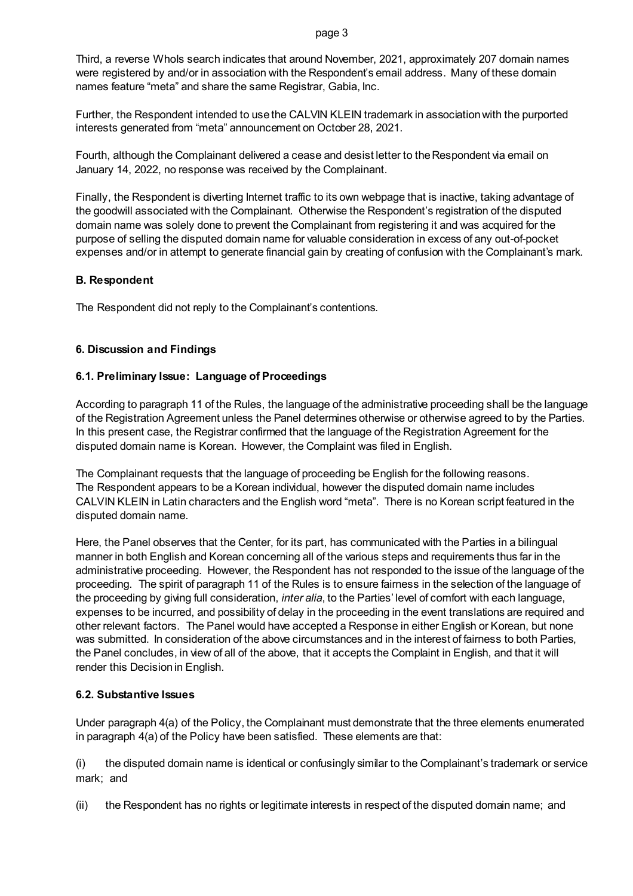Third, a reverse WhoIs search indicates that around November, 2021, approximately 207 domain names were registered by and/or in association with the Respondent's email address. Many of these domain names feature "meta" and share the same Registrar, Gabia, Inc.

Further, the Respondent intended to use the CALVIN KLEIN trademark in association with the purported interests generated from "meta" announcement on October 28, 2021.

Fourth, although the Complainant delivered a cease and desist letter to the Respondent via email on January 14, 2022, no response was received by the Complainant.

Finally, the Respondent is diverting Internet traffic to its own webpage that is inactive, taking advantage of the goodwill associated with the Complainant. Otherwise the Respondent's registration of the disputed domain name was solely done to prevent the Complainant from registering it and was acquired for the purpose of selling the disputed domain name for valuable consideration in excess of any out-of-pocket expenses and/or in attempt to generate financial gain by creating of confusion with the Complainant's mark.

### B. Respondent

The Respondent did not reply to the Complainant's contentions.

## 6. Discussion and Findings

### 6.1. Preliminary Issue: Language of Proceedings

According to paragraph 11 of the Rules, the language of the administrative proceeding shall be the language of the Registration Agreement unless the Panel determines otherwise or otherwise agreed to by the Parties. In this present case, the Registrar confirmed that the language of the Registration Agreement for the disputed domain name is Korean. However, the Complaint was filed in English.

The Complainant requests that the language of proceeding be English for the following reasons. The Respondent appears to be a Korean individual, however the disputed domain name includes CALVIN KLEIN in Latin characters and the English word "meta". There is no Korean script featured in the disputed domain name.

Here, the Panel observes that the Center, for its part, has communicated with the Parties in a bilingual manner in both English and Korean concerning all of the various steps and requirements thus far in the administrative proceeding. However, the Respondent has not responded to the issue of the language of the proceeding. The spirit of paragraph 11 of the Rules is to ensure fairness in the selection of the language of the proceeding by giving full consideration, *inter alia*, to the Parties' level of comfort with each language, expenses to be incurred, and possibility of delay in the proceeding in the event translations are required and other relevant factors. The Panel would have accepted a Response in either English or Korean, but none was submitted. In consideration of the above circumstances and in the interest of fairness to both Parties, the Panel concludes, in view of all of the above, that it accepts the Complaint in English, and that it will render this Decision in English.

### 6.2. Substantive Issues

Under paragraph 4(a) of the Policy, the Complainant must demonstrate that the three elements enumerated in paragraph 4(a) of the Policy have been satisfied. These elements are that:

(i) the disputed domain name is identical or confusingly similar to the Complainant's trademark or service mark; and

(ii) the Respondent has no rights or legitimate interests in respect of the disputed domain name; and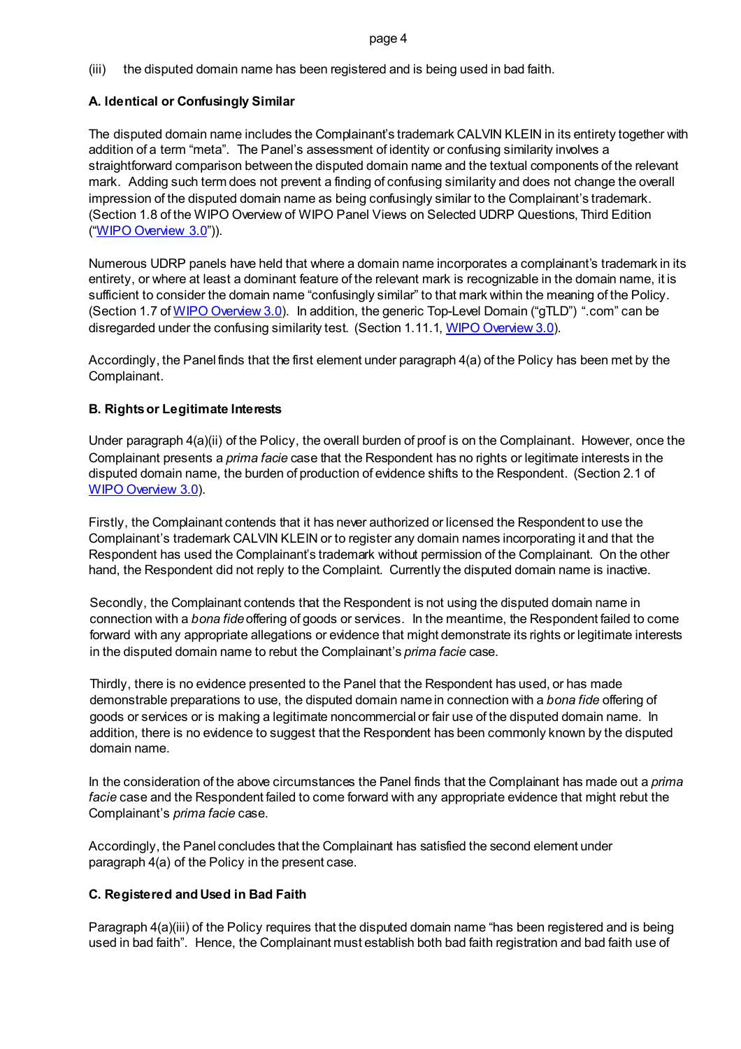(iii) the disputed domain name has been registered and is being used in bad faith.

### A. Identical or Confusingly Similar

The disputed domain name includes the Complainant's trademark CALVIN KLEIN in its entirety together with addition of a term "meta". The Panel's assessment of identity or confusing similarity involves a straightforward comparison between the disputed domain name and the textual components of the relevant mark. Adding such term does not prevent a finding of confusing similarity and does not change the overall impression of the disputed domain name as being confusingly similar to the Complainant's trademark. (Section 1.8 of the WIPO Overview of WIPO Panel Views on Selected UDRP Questions, Third Edition ("WIPO Overview 3.0")).

Numerous UDRP panels have held that where a domain name incorporates a complainant's trademark in its entirety, or where at least a dominant feature of the relevant mark is recognizable in the domain name, it is sufficient to consider the domain name "confusingly similar" to that mark within the meaning of the Policy. (Section 1.7 of WIPO Overview 3.0). In addition, the generic Top-Level Domain ("gTLD") ".com" can be disregarded under the confusing similarity test. (Section 1.11.1, WIPO Overview 3.0).

Accordingly, the Panel finds that the first element under paragraph 4(a) of the Policy has been met by the Complainant.

### B. Rights or Legitimate Interests

Under paragraph 4(a)(ii) of the Policy, the overall burden of proof is on the Complainant. However, once the Complainant presents a *prima facie* case that the Respondent has no rights or legitimate interests in the disputed domain name, the burden of production of evidence shifts to the Respondent. (Section 2.1 of WIPO Overview 3.0).

Firstly, the Complainant contends that it has never authorized or licensed the Respondent to use the Complainant's trademark CALVIN KLEIN or to register any domain names incorporating it and that the Respondent has used the Complainant's trademark without permission of the Complainant. On the other hand, the Respondent did not reply to the Complaint. Currently the disputed domain name is inactive.

Secondly, the Complainant contends that the Respondent is not using the disputed domain name in connection with a *bona fide* offering of goods or services. In the meantime, the Respondent failed to come forward with any appropriate allegations or evidence that might demonstrate its rights or legitimate interests in the disputed domain name to rebut the Complainant's *prima facie* case.

Thirdly, there is no evidence presented to the Panel that the Respondent has used, or has made demonstrable preparations to use, the disputed domain name in connection with a *bona fide* offering of goods or services or is making a legitimate noncommercial or fair use of the disputed domain name. In addition, there is no evidence to suggest that the Respondent has been commonly known by the disputed domain name.

In the consideration of the above circumstances the Panel finds that the Complainant has made out a *prima facie* case and the Respondent failed to come forward with any appropriate evidence that might rebut the Complainant's *prima facie* case.

Accordingly, the Panel concludes that the Complainant has satisfied the second element under paragraph 4(a) of the Policy in the present case.

### C. Registered and Used in Bad Faith

Paragraph 4(a)(iii) of the Policy requires that the disputed domain name "has been registered and is being used in bad faith". Hence, the Complainant must establish both bad faith registration and bad faith use of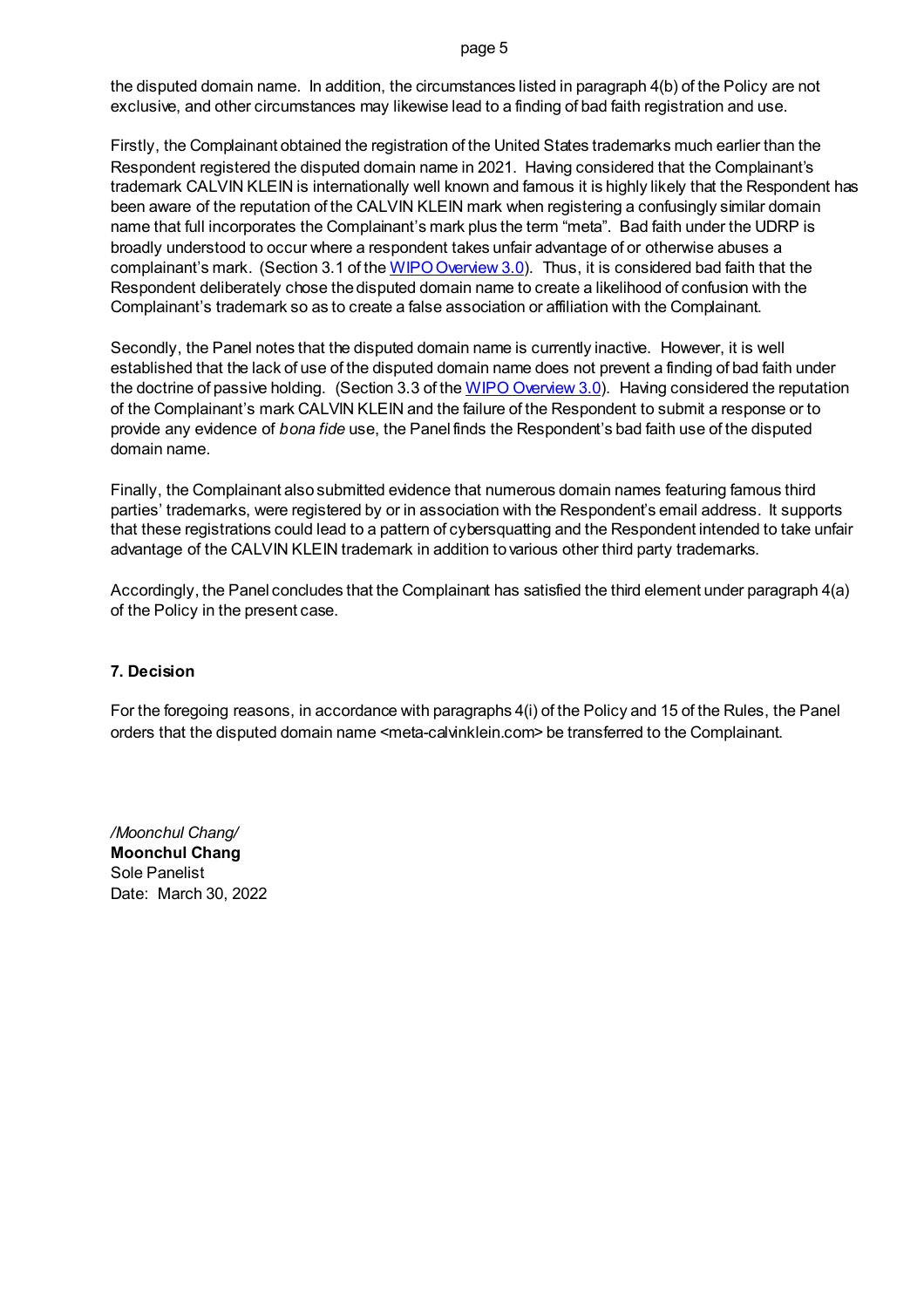the disputed domain name. In addition, the circumstances listed in paragraph 4(b) of the Policy are not exclusive, and other circumstances may likewise lead to a finding of bad faith registration and use.

Firstly, the Complainant obtained the registration of the United States trademarks much earlier than the Respondent registered the disputed domain name in 2021. Having considered that the Complainant's trademark CALVIN KLEIN is internationally well known and famous it is highly likely that the Respondent has been aware of the reputation of the CALVIN KLEIN mark when registering a confusingly similar domain name that full incorporates the Complainant's mark plus the term "meta". Bad faith under the UDRP is broadly understood to occur where a respondent takes unfair advantage of or otherwise abuses a complainant's mark. (Section 3.1 of the WIPO Overview 3.0). Thus, it is considered bad faith that the Respondent deliberately chose the disputed domain name to create a likelihood of confusion with the Complainant's trademark so as to create a false association or affiliation with the Complainant.

Secondly, the Panel notes that the disputed domain name is currently inactive. However, it is well established that the lack of use of the disputed domain name does not prevent a finding of bad faith under the doctrine of passive holding. (Section 3.3 of the WIPO Overview 3.0). Having considered the reputation of the Complainant's mark CALVIN KLEIN and the failure of the Respondent to submit a response or to provide any evidence of *bona fide* use, the Panel finds the Respondent's bad faith use of the disputed domain name.

Finally, the Complainant also submitted evidence that numerous domain names featuring famous third parties' trademarks, were registered by or in association with the Respondent's email address. It supports that these registrations could lead to a pattern of cybersquatting and the Respondent intended to take unfair advantage of the CALVIN KLEIN trademark in addition to various other third party trademarks.

Accordingly, the Panel concludes that the Complainant has satisfied the third element under paragraph 4(a) of the Policy in the present case.

## 7. Decision

For the foregoing reasons, in accordance with paragraphs 4(i) of the Policy and 15 of the Rules, the Panel orders that the disputed domain name <meta-calvinklein.com> be transferred to the Complainant.

*/Moonchul Chang/*
**Moonchul Chang**
Sole Panelist
Date: March 30, 2022